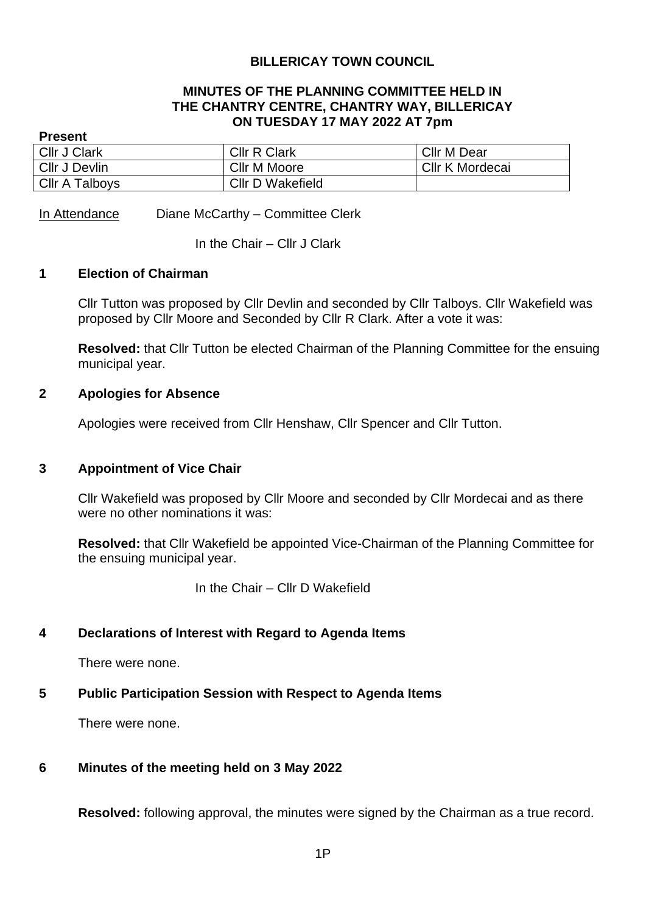# BILLERICAY TOWN COUNCIL

## MINUTES OF THE PLANNING COMMITTEE HELD IN THE CHANTRY CENTRE, CHANTRY WAY, BILLERICAY ON TUESDAY 17 MAY 2022 AT 7pm

**Present**

| | | |
|---|---|---|
| Cllr J Clark | Cllr R Clark | Cllr M Dear |
| Cllr J Devlin | Cllr M Moore | Cllr K Mordecai |
| Cllr A Talboys | Cllr D Wakefield | |

In Attendance    Diane McCarthy – Committee Clerk

In the Chair – Cllr J Clark

### 1 Election of Chairman

Cllr Tutton was proposed by Cllr Devlin and seconded by Cllr Talboys. Cllr Wakefield was proposed by Cllr Moore and Seconded by Cllr R Clark. After a vote it was:

**Resolved:** that Cllr Tutton be elected Chairman of the Planning Committee for the ensuing municipal year.

### 2 Apologies for Absence

Apologies were received from Cllr Henshaw, Cllr Spencer and Cllr Tutton.

### 3 Appointment of Vice Chair

Cllr Wakefield was proposed by Cllr Moore and seconded by Cllr Mordecai and as there were no other nominations it was:

**Resolved:** that Cllr Wakefield be appointed Vice-Chairman of the Planning Committee for the ensuing municipal year.

In the Chair – Cllr D Wakefield

### 4 Declarations of Interest with Regard to Agenda Items

There were none.

### 5 Public Participation Session with Respect to Agenda Items

There were none.

### 6 Minutes of the meeting held on 3 May 2022

**Resolved:** following approval, the minutes were signed by the Chairman as a true record.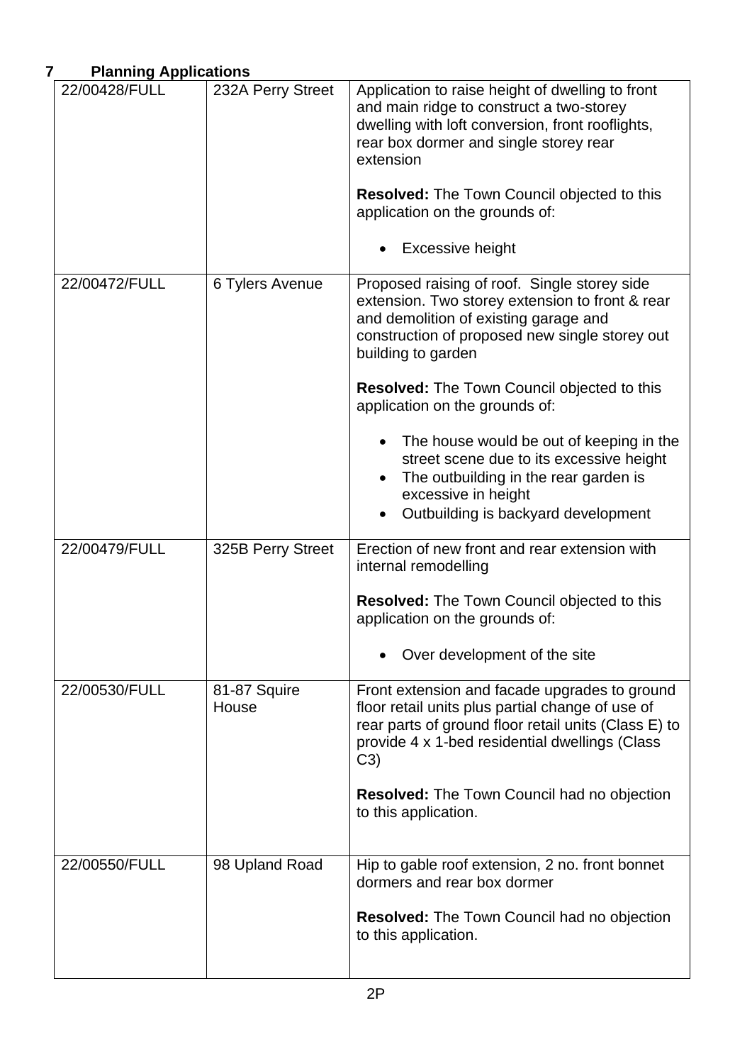## 7 Planning Applications

| | | |
|---|---|---|
| 22/00428/FULL | 232A Perry Street | Application to raise height of dwelling to front and main ridge to construct a two-storey dwelling with loft conversion, front rooflights, rear box dormer and single storey rear extension<br><br>**Resolved:** The Town Council objected to this application on the grounds of:<br><br>• Excessive height |
| 22/00472/FULL | 6 Tylers Avenue | Proposed raising of roof. Single storey side extension. Two storey extension to front & rear and demolition of existing garage and construction of proposed new single storey out building to garden<br><br>**Resolved:** The Town Council objected to this application on the grounds of:<br><br>• The house would be out of keeping in the street scene due to its excessive height<br>• The outbuilding in the rear garden is excessive in height<br>• Outbuilding is backyard development |
| 22/00479/FULL | 325B Perry Street | Erection of new front and rear extension with internal remodelling<br><br>**Resolved:** The Town Council objected to this application on the grounds of:<br><br>• Over development of the site |
| 22/00530/FULL | 81-87 Squire House | Front extension and facade upgrades to ground floor retail units plus partial change of use of rear parts of ground floor retail units (Class E) to provide 4 x 1-bed residential dwellings (Class C3)<br><br>**Resolved:** The Town Council had no objection to this application. |
| 22/00550/FULL | 98 Upland Road | Hip to gable roof extension, 2 no. front bonnet dormers and rear box dormer<br><br>**Resolved:** The Town Council had no objection to this application. |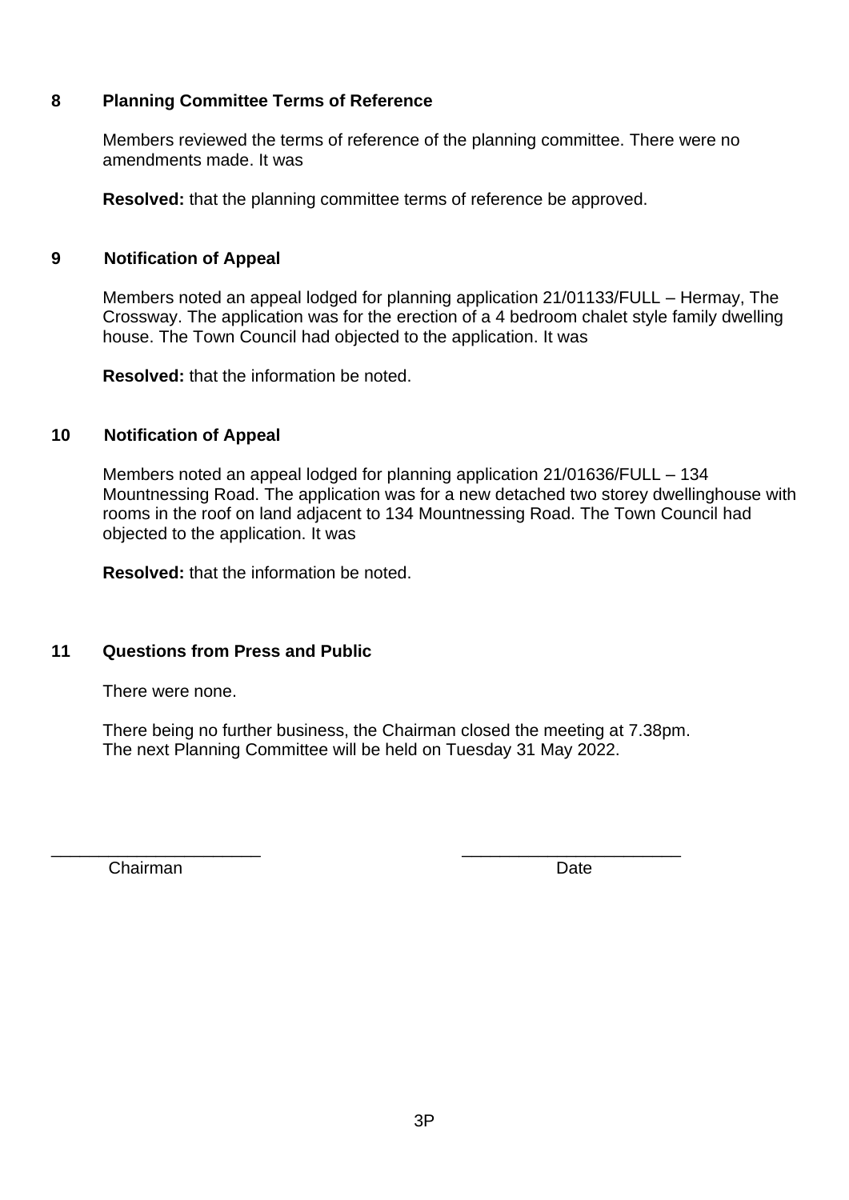## 8 Planning Committee Terms of Reference

Members reviewed the terms of reference of the planning committee. There were no amendments made. It was

**Resolved:** that the planning committee terms of reference be approved.

## 9 Notification of Appeal

Members noted an appeal lodged for planning application 21/01133/FULL – Hermay, The Crossway. The application was for the erection of a 4 bedroom chalet style family dwelling house. The Town Council had objected to the application. It was

**Resolved:** that the information be noted.

## 10 Notification of Appeal

Members noted an appeal lodged for planning application 21/01636/FULL – 134 Mountnessing Road. The application was for a new detached two storey dwellinghouse with rooms in the roof on land adjacent to 134 Mountnessing Road. The Town Council had objected to the application. It was

**Resolved:** that the information be noted.

## 11 Questions from Press and Public

There were none.

There being no further business, the Chairman closed the meeting at 7.38pm.
The next Planning Committee will be held on Tuesday 31 May 2022.

______________________ ______________________
Chairman Date